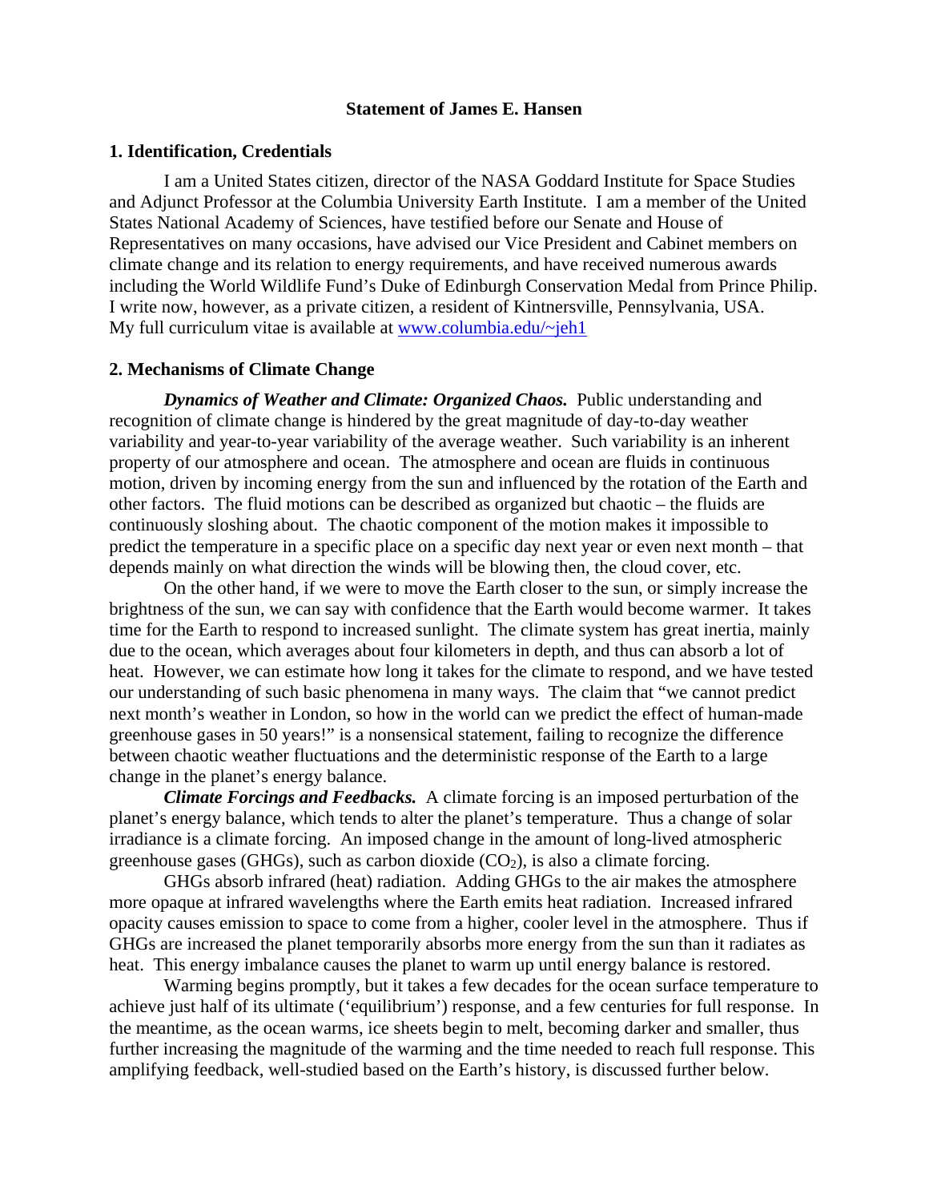# Statement of James E. Hansen

## 1. Identification, Credentials

I am a United States citizen, director of the NASA Goddard Institute for Space Studies and Adjunct Professor at the Columbia University Earth Institute. I am a member of the United States National Academy of Sciences, have testified before our Senate and House of Representatives on many occasions, have advised our Vice President and Cabinet members on climate change and its relation to energy requirements, and have received numerous awards including the World Wildlife Fund's Duke of Edinburgh Conservation Medal from Prince Philip. I write now, however, as a private citizen, a resident of Kintnersville, Pennsylvania, USA. My full curriculum vitae is available at www.columbia.edu/~jeh1

## 2. Mechanisms of Climate Change

***Dynamics of Weather and Climate: Organized Chaos.*** Public understanding and recognition of climate change is hindered by the great magnitude of day-to-day weather variability and year-to-year variability of the average weather. Such variability is an inherent property of our atmosphere and ocean. The atmosphere and ocean are fluids in continuous motion, driven by incoming energy from the sun and influenced by the rotation of the Earth and other factors. The fluid motions can be described as organized but chaotic – the fluids are continuously sloshing about. The chaotic component of the motion makes it impossible to predict the temperature in a specific place on a specific day next year or even next month – that depends mainly on what direction the winds will be blowing then, the cloud cover, etc.

On the other hand, if we were to move the Earth closer to the sun, or simply increase the brightness of the sun, we can say with confidence that the Earth would become warmer. It takes time for the Earth to respond to increased sunlight. The climate system has great inertia, mainly due to the ocean, which averages about four kilometers in depth, and thus can absorb a lot of heat. However, we can estimate how long it takes for the climate to respond, and we have tested our understanding of such basic phenomena in many ways. The claim that "we cannot predict next month's weather in London, so how in the world can we predict the effect of human-made greenhouse gases in 50 years!" is a nonsensical statement, failing to recognize the difference between chaotic weather fluctuations and the deterministic response of the Earth to a large change in the planet's energy balance.

***Climate Forcings and Feedbacks.*** A climate forcing is an imposed perturbation of the planet's energy balance, which tends to alter the planet's temperature. Thus a change of solar irradiance is a climate forcing. An imposed change in the amount of long-lived atmospheric greenhouse gases (GHGs), such as carbon dioxide ($CO_2$), is also a climate forcing.

GHGs absorb infrared (heat) radiation. Adding GHGs to the air makes the atmosphere more opaque at infrared wavelengths where the Earth emits heat radiation. Increased infrared opacity causes emission to space to come from a higher, cooler level in the atmosphere. Thus if GHGs are increased the planet temporarily absorbs more energy from the sun than it radiates as heat. This energy imbalance causes the planet to warm up until energy balance is restored.

Warming begins promptly, but it takes a few decades for the ocean surface temperature to achieve just half of its ultimate ('equilibrium') response, and a few centuries for full response. In the meantime, as the ocean warms, ice sheets begin to melt, becoming darker and smaller, thus further increasing the magnitude of the warming and the time needed to reach full response. This amplifying feedback, well-studied based on the Earth's history, is discussed further below.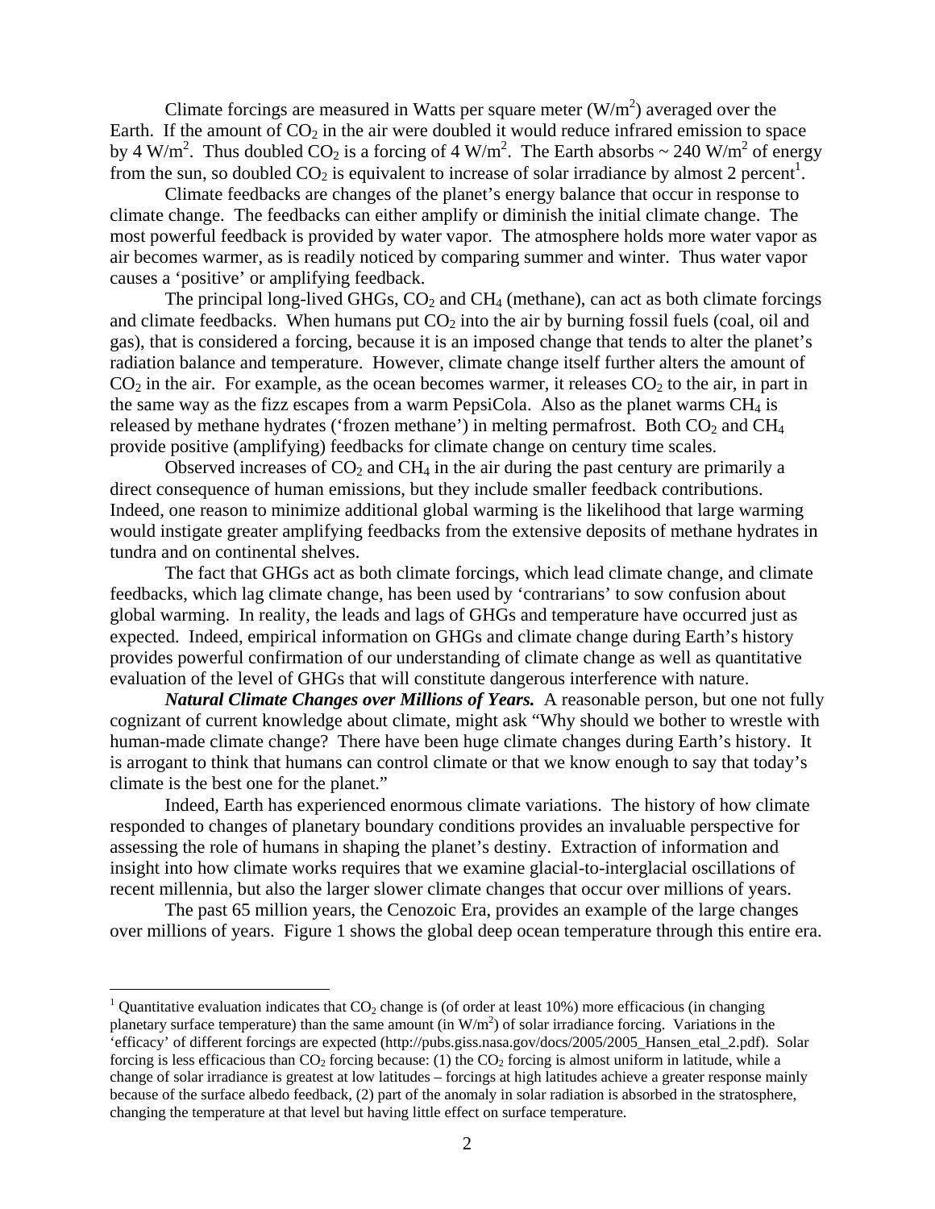Climate forcings are measured in Watts per square meter ($W/m^2$) averaged over the Earth. If the amount of $CO_2$ in the air were doubled it would reduce infrared emission to space by 4 $W/m^2$. Thus doubled $CO_2$ is a forcing of 4 $W/m^2$. The Earth absorbs ~ 240 $W/m^2$ of energy from the sun, so doubled $CO_2$ is equivalent to increase of solar irradiance by almost 2 percent[1].

Climate feedbacks are changes of the planet's energy balance that occur in response to climate change. The feedbacks can either amplify or diminish the initial climate change. The most powerful feedback is provided by water vapor. The atmosphere holds more water vapor as air becomes warmer, as is readily noticed by comparing summer and winter. Thus water vapor causes a 'positive' or amplifying feedback.

The principal long-lived GHGs, $CO_2$ and $CH_4$ (methane), can act as both climate forcings and climate feedbacks. When humans put $CO_2$ into the air by burning fossil fuels (coal, oil and gas), that is considered a forcing, because it is an imposed change that tends to alter the planet's radiation balance and temperature. However, climate change itself further alters the amount of $CO_2$ in the air. For example, as the ocean becomes warmer, it releases $CO_2$ to the air, in part in the same way as the fizz escapes from a warm PepsiCola. Also as the planet warms $CH_4$ is released by methane hydrates ('frozen methane') in melting permafrost. Both $CO_2$ and $CH_4$ provide positive (amplifying) feedbacks for climate change on century time scales.

Observed increases of $CO_2$ and $CH_4$ in the air during the past century are primarily a direct consequence of human emissions, but they include smaller feedback contributions. Indeed, one reason to minimize additional global warming is the likelihood that large warming would instigate greater amplifying feedbacks from the extensive deposits of methane hydrates in tundra and on continental shelves.

The fact that GHGs act as both climate forcings, which lead climate change, and climate feedbacks, which lag climate change, has been used by 'contrarians' to sow confusion about global warming. In reality, the leads and lags of GHGs and temperature have occurred just as expected. Indeed, empirical information on GHGs and climate change during Earth's history provides powerful confirmation of our understanding of climate change as well as quantitative evaluation of the level of GHGs that will constitute dangerous interference with nature.

***Natural Climate Changes over Millions of Years.*** A reasonable person, but one not fully cognizant of current knowledge about climate, might ask "Why should we bother to wrestle with human-made climate change? There have been huge climate changes during Earth's history. It is arrogant to think that humans can control climate or that we know enough to say that today's climate is the best one for the planet."

Indeed, Earth has experienced enormous climate variations. The history of how climate responded to changes of planetary boundary conditions provides an invaluable perspective for assessing the role of humans in shaping the planet's destiny. Extraction of information and insight into how climate works requires that we examine glacial-to-interglacial oscillations of recent millennia, but also the larger slower climate changes that occur over millions of years.

The past 65 million years, the Cenozoic Era, provides an example of the large changes over millions of years. Figure 1 shows the global deep ocean temperature through this entire era.

---

[1] Quantitative evaluation indicates that $CO_2$ change is (of order at least 10%) more efficacious (in changing planetary surface temperature) than the same amount (in $W/m^2$) of solar irradiance forcing. Variations in the 'efficacy' of different forcings are expected (http://pubs.giss.nasa.gov/docs/2005/2005_Hansen_etal_2.pdf). Solar forcing is less efficacious than $CO_2$ forcing because: (1) the $CO_2$ forcing is almost uniform in latitude, while a change of solar irradiance is greatest at low latitudes – forcings at high latitudes achieve a greater response mainly because of the surface albedo feedback, (2) part of the anomaly in solar radiation is absorbed in the stratosphere, changing the temperature at that level but having little effect on surface temperature.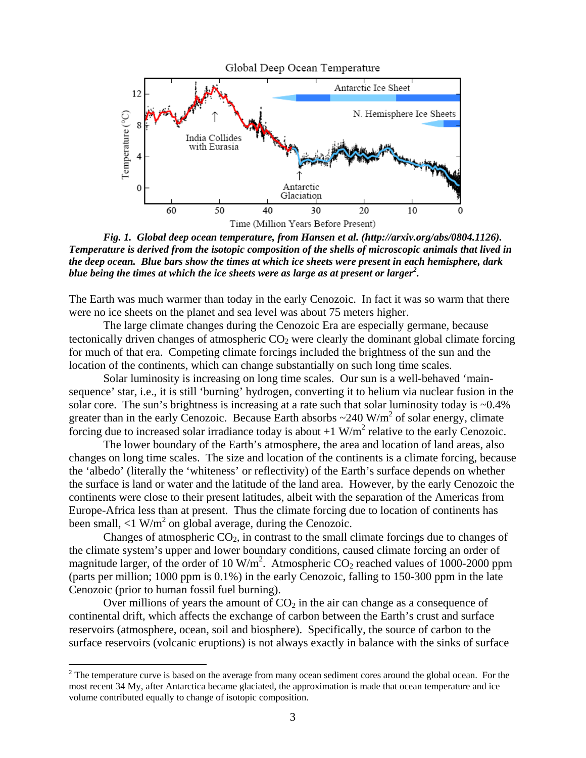***Fig. 1.  Global deep ocean temperature, from Hansen et al. (http://arxiv.org/abs/0804.1126). Temperature is derived from the isotopic composition of the shells of microscopic animals that lived in the deep ocean.  Blue bars show the times at which ice sheets were present in each hemisphere, dark blue being the times at which the ice sheets were as large as at present or larger[2].***

The Earth was much warmer than today in the early Cenozoic.  In fact it was so warm that there were no ice sheets on the planet and sea level was about 75 meters higher.

The large climate changes during the Cenozoic Era are especially germane, because tectonically driven changes of atmospheric $CO_2$ were clearly the dominant global climate forcing for much of that era.  Competing climate forcings included the brightness of the sun and the location of the continents, which can change substantially on such long time scales.

Solar luminosity is increasing on long time scales.  Our sun is a well-behaved 'main-sequence' star, i.e., it is still 'burning' hydrogen, converting it to helium via nuclear fusion in the solar core.  The sun's brightness is increasing at a rate such that solar luminosity today is ~0.4% greater than in the early Cenozoic.  Because Earth absorbs ~240 $W/m^2$ of solar energy, climate forcing due to increased solar irradiance today is about +1 $W/m^2$ relative to the early Cenozoic.

The lower boundary of the Earth's atmosphere, the area and location of land areas, also changes on long time scales.  The size and location of the continents is a climate forcing, because the 'albedo' (literally the 'whiteness' or reflectivity) of the Earth's surface depends on whether the surface is land or water and the latitude of the land area.  However, by the early Cenozoic the continents were close to their present latitudes, albeit with the separation of the Americas from Europe-Africa less than at present.  Thus the climate forcing due to location of continents has been small, <1 $W/m^2$ on global average, during the Cenozoic.

Changes of atmospheric $CO_2$, in contrast to the small climate forcings due to changes of the climate system's upper and lower boundary conditions, caused climate forcing an order of magnitude larger, of the order of 10 $W/m^2$.  Atmospheric $CO_2$ reached values of 1000-2000 ppm (parts per million; 1000 ppm is 0.1%) in the early Cenozoic, falling to 150-300 ppm in the late Cenozoic (prior to human fossil fuel burning).

Over millions of years the amount of $CO_2$ in the air can change as a consequence of continental drift, which affects the exchange of carbon between the Earth's crust and surface reservoirs (atmosphere, ocean, soil and biosphere).  Specifically, the source of carbon to the surface reservoirs (volcanic eruptions) is not always exactly in balance with the sinks of surface

---

[2] The temperature curve is based on the average from many ocean sediment cores around the global ocean.  For the most recent 34 My, after Antarctica became glaciated, the approximation is made that ocean temperature and ice volume contributed equally to change of isotopic composition.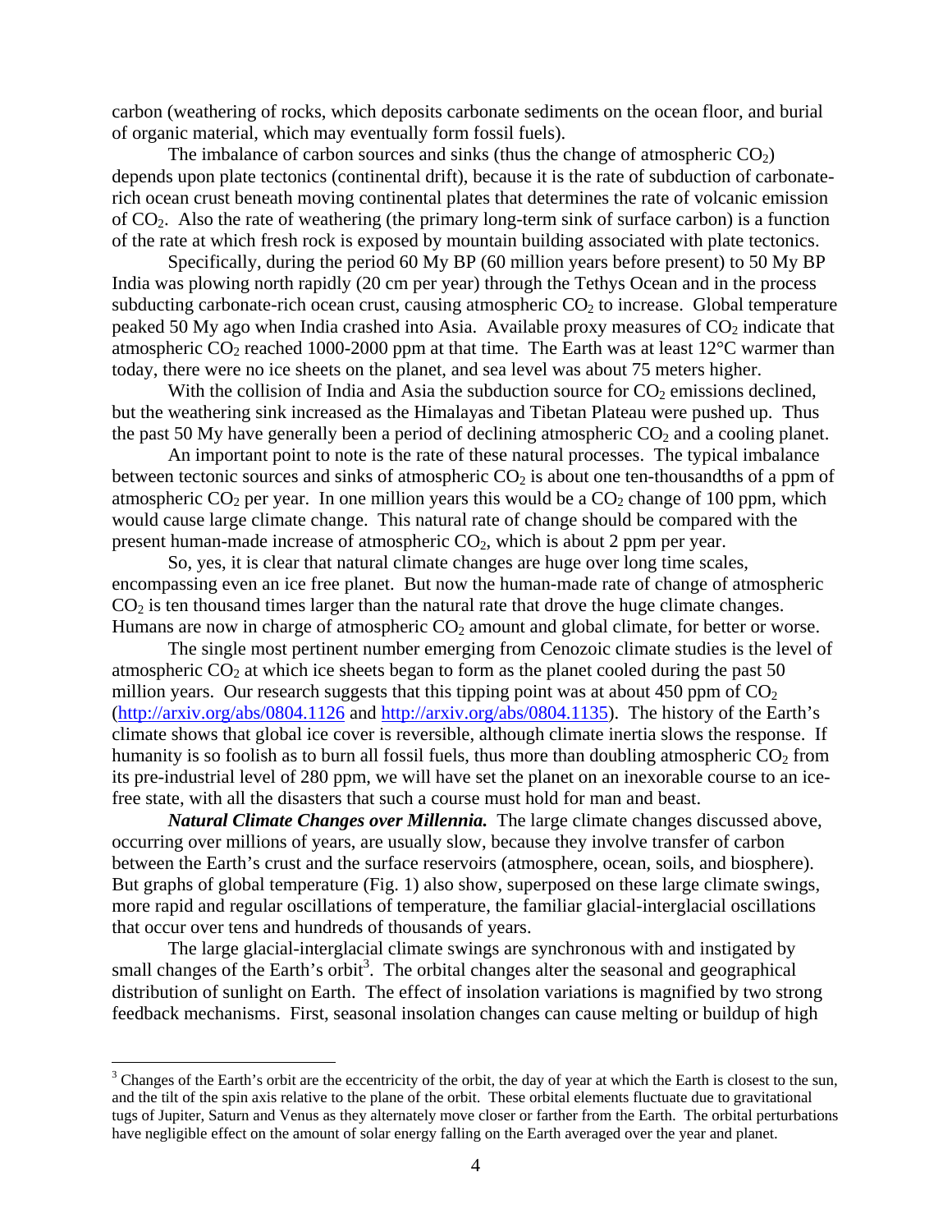carbon (weathering of rocks, which deposits carbonate sediments on the ocean floor, and burial of organic material, which may eventually form fossil fuels).

The imbalance of carbon sources and sinks (thus the change of atmospheric $CO_2$) depends upon plate tectonics (continental drift), because it is the rate of subduction of carbonate-rich ocean crust beneath moving continental plates that determines the rate of volcanic emission of $CO_2$. Also the rate of weathering (the primary long-term sink of surface carbon) is a function of the rate at which fresh rock is exposed by mountain building associated with plate tectonics.

Specifically, during the period 60 My BP (60 million years before present) to 50 My BP India was plowing north rapidly (20 cm per year) through the Tethys Ocean and in the process subducting carbonate-rich ocean crust, causing atmospheric $CO_2$ to increase. Global temperature peaked 50 My ago when India crashed into Asia. Available proxy measures of $CO_2$ indicate that atmospheric $CO_2$ reached 1000-2000 ppm at that time. The Earth was at least 12°C warmer than today, there were no ice sheets on the planet, and sea level was about 75 meters higher.

With the collision of India and Asia the subduction source for $CO_2$ emissions declined, but the weathering sink increased as the Himalayas and Tibetan Plateau were pushed up. Thus the past 50 My have generally been a period of declining atmospheric $CO_2$ and a cooling planet.

An important point to note is the rate of these natural processes. The typical imbalance between tectonic sources and sinks of atmospheric $CO_2$ is about one ten-thousandths of a ppm of atmospheric $CO_2$ per year. In one million years this would be a $CO_2$ change of 100 ppm, which would cause large climate change. This natural rate of change should be compared with the present human-made increase of atmospheric $CO_2$, which is about 2 ppm per year.

So, yes, it is clear that natural climate changes are huge over long time scales, encompassing even an ice free planet. But now the human-made rate of change of atmospheric $CO_2$ is ten thousand times larger than the natural rate that drove the huge climate changes. Humans are now in charge of atmospheric $CO_2$ amount and global climate, for better or worse.

The single most pertinent number emerging from Cenozoic climate studies is the level of atmospheric $CO_2$ at which ice sheets began to form as the planet cooled during the past 50 million years. Our research suggests that this tipping point was at about 450 ppm of $CO_2$ (http://arxiv.org/abs/0804.1126 and http://arxiv.org/abs/0804.1135). The history of the Earth's climate shows that global ice cover is reversible, although climate inertia slows the response. If humanity is so foolish as to burn all fossil fuels, thus more than doubling atmospheric $CO_2$ from its pre-industrial level of 280 ppm, we will have set the planet on an inexorable course to an ice-free state, with all the disasters that such a course must hold for man and beast.

***Natural Climate Changes over Millennia.*** The large climate changes discussed above, occurring over millions of years, are usually slow, because they involve transfer of carbon between the Earth's crust and the surface reservoirs (atmosphere, ocean, soils, and biosphere). But graphs of global temperature (Fig. 1) also show, superposed on these large climate swings, more rapid and regular oscillations of temperature, the familiar glacial-interglacial oscillations that occur over tens and hundreds of thousands of years.

The large glacial-interglacial climate swings are synchronous with and instigated by small changes of the Earth's orbit[3]. The orbital changes alter the seasonal and geographical distribution of sunlight on Earth. The effect of insolation variations is magnified by two strong feedback mechanisms. First, seasonal insolation changes can cause melting or buildup of high

[3] Changes of the Earth's orbit are the eccentricity of the orbit, the day of year at which the Earth is closest to the sun, and the tilt of the spin axis relative to the plane of the orbit. These orbital elements fluctuate due to gravitational tugs of Jupiter, Saturn and Venus as they alternately move closer or farther from the Earth. The orbital perturbations have negligible effect on the amount of solar energy falling on the Earth averaged over the year and planet.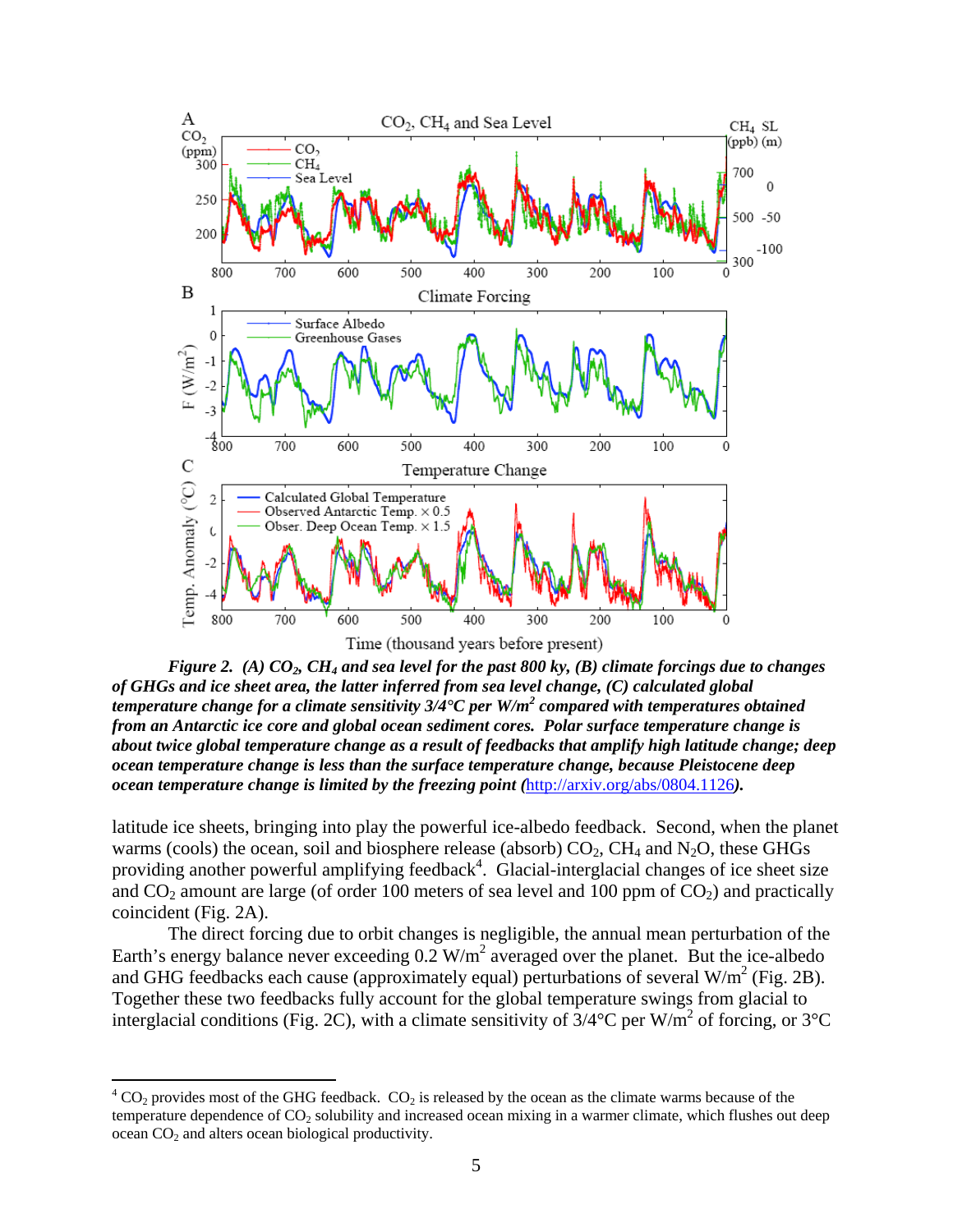***Figure 2. (A) $CO_2$, $CH_4$ and sea level for the past 800 ky, (B) climate forcings due to changes of GHGs and ice sheet area, the latter inferred from sea level change, (C) calculated global temperature change for a climate sensitivity 3/4°C per W/m$^2$ compared with temperatures obtained from an Antarctic ice core and global ocean sediment cores. Polar surface temperature change is about twice global temperature change as a result of feedbacks that amplify high latitude change; deep ocean temperature change is less than the surface temperature change, because Pleistocene deep ocean temperature change is limited by the freezing point (http://arxiv.org/abs/0804.1126).***

latitude ice sheets, bringing into play the powerful ice-albedo feedback. Second, when the planet warms (cools) the ocean, soil and biosphere release (absorb) $CO_2$, $CH_4$ and $N_2O$, these GHGs providing another powerful amplifying feedback[4]. Glacial-interglacial changes of ice sheet size and $CO_2$ amount are large (of order 100 meters of sea level and 100 ppm of $CO_2$) and practically coincident (Fig. 2A).

The direct forcing due to orbit changes is negligible, the annual mean perturbation of the Earth's energy balance never exceeding 0.2 W/m$^2$ averaged over the planet. But the ice-albedo and GHG feedbacks each cause (approximately equal) perturbations of several W/m$^2$ (Fig. 2B). Together these two feedbacks fully account for the global temperature swings from glacial to interglacial conditions (Fig. 2C), with a climate sensitivity of 3/4°C per W/m$^2$ of forcing, or 3°C

[4] $CO_2$ provides most of the GHG feedback. $CO_2$ is released by the ocean as the climate warms because of the temperature dependence of $CO_2$ solubility and increased ocean mixing in a warmer climate, which flushes out deep ocean $CO_2$ and alters ocean biological productivity.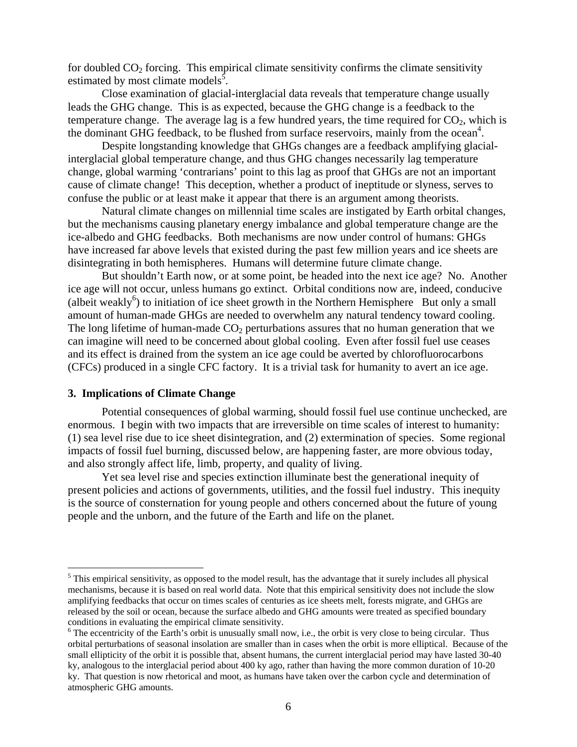for doubled $CO_2$ forcing. This empirical climate sensitivity confirms the climate sensitivity estimated by most climate models[5].

Close examination of glacial-interglacial data reveals that temperature change usually leads the GHG change. This is as expected, because the GHG change is a feedback to the temperature change. The average lag is a few hundred years, the time required for $CO_2$, which is the dominant GHG feedback, to be flushed from surface reservoirs, mainly from the ocean[4].

Despite longstanding knowledge that GHGs changes are a feedback amplifying glacial-interglacial global temperature change, and thus GHG changes necessarily lag temperature change, global warming 'contrarians' point to this lag as proof that GHGs are not an important cause of climate change! This deception, whether a product of ineptitude or slyness, serves to confuse the public or at least make it appear that there is an argument among theorists.

Natural climate changes on millennial time scales are instigated by Earth orbital changes, but the mechanisms causing planetary energy imbalance and global temperature change are the ice-albedo and GHG feedbacks. Both mechanisms are now under control of humans: GHGs have increased far above levels that existed during the past few million years and ice sheets are disintegrating in both hemispheres. Humans will determine future climate change.

But shouldn't Earth now, or at some point, be headed into the next ice age? No. Another ice age will not occur, unless humans go extinct. Orbital conditions now are, indeed, conducive (albeit weakly[6]) to initiation of ice sheet growth in the Northern Hemisphere But only a small amount of human-made GHGs are needed to overwhelm any natural tendency toward cooling. The long lifetime of human-made $CO_2$ perturbations assures that no human generation that we can imagine will need to be concerned about global cooling. Even after fossil fuel use ceases and its effect is drained from the system an ice age could be averted by chlorofluorocarbons (CFCs) produced in a single CFC factory. It is a trivial task for humanity to avert an ice age.

## 3. Implications of Climate Change

Potential consequences of global warming, should fossil fuel use continue unchecked, are enormous. I begin with two impacts that are irreversible on time scales of interest to humanity: (1) sea level rise due to ice sheet disintegration, and (2) extermination of species. Some regional impacts of fossil fuel burning, discussed below, are happening faster, are more obvious today, and also strongly affect life, limb, property, and quality of living.

Yet sea level rise and species extinction illuminate best the generational inequity of present policies and actions of governments, utilities, and the fossil fuel industry. This inequity is the source of consternation for young people and others concerned about the future of young people and the unborn, and the future of the Earth and life on the planet.

---

[5] This empirical sensitivity, as opposed to the model result, has the advantage that it surely includes all physical mechanisms, because it is based on real world data. Note that this empirical sensitivity does not include the slow amplifying feedbacks that occur on times scales of centuries as ice sheets melt, forests migrate, and GHGs are released by the soil or ocean, because the surface albedo and GHG amounts were treated as specified boundary conditions in evaluating the empirical climate sensitivity.

[6] The eccentricity of the Earth's orbit is unusually small now, i.e., the orbit is very close to being circular. Thus orbital perturbations of seasonal insolation are smaller than in cases when the orbit is more elliptical. Because of the small ellipticity of the orbit it is possible that, absent humans, the current interglacial period may have lasted 30-40 ky, analogous to the interglacial period about 400 ky ago, rather than having the more common duration of 10-20 ky. That question is now rhetorical and moot, as humans have taken over the carbon cycle and determination of atmospheric GHG amounts.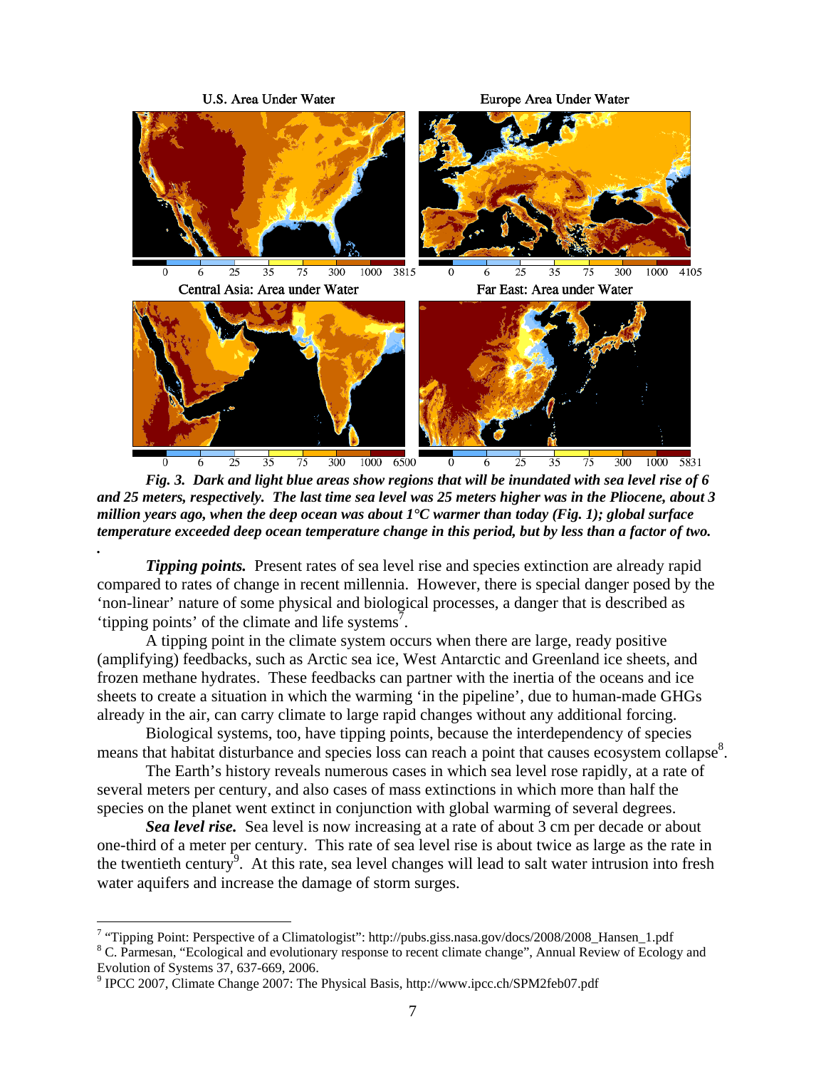*Fig. 3.* ***Dark and light blue areas show regions that will be inundated with sea level rise of 6 and 25 meters, respectively. The last time sea level was 25 meters higher was in the Pliocene, about 3 million years ago, when the deep ocean was about 1°C warmer than today (Fig. 1); global surface temperature exceeded deep ocean temperature change in this period, but by less than a factor of two.***

***Tipping points.*** Present rates of sea level rise and species extinction are already rapid compared to rates of change in recent millennia. However, there is special danger posed by the 'non-linear' nature of some physical and biological processes, a danger that is described as 'tipping points' of the climate and life systems[7].

A tipping point in the climate system occurs when there are large, ready positive (amplifying) feedbacks, such as Arctic sea ice, West Antarctic and Greenland ice sheets, and frozen methane hydrates. These feedbacks can partner with the inertia of the oceans and ice sheets to create a situation in which the warming 'in the pipeline', due to human-made GHGs already in the air, can carry climate to large rapid changes without any additional forcing.

Biological systems, too, have tipping points, because the interdependency of species means that habitat disturbance and species loss can reach a point that causes ecosystem collapse[8].

The Earth's history reveals numerous cases in which sea level rose rapidly, at a rate of several meters per century, and also cases of mass extinctions in which more than half the species on the planet went extinct in conjunction with global warming of several degrees.

***Sea level rise.*** Sea level is now increasing at a rate of about 3 cm per decade or about one-third of a meter per century. This rate of sea level rise is about twice as large as the rate in the twentieth century[9]. At this rate, sea level changes will lead to salt water intrusion into fresh water aquifers and increase the damage of storm surges.

---

[7] "Tipping Point: Perspective of a Climatologist": http://pubs.giss.nasa.gov/docs/2008/2008_Hansen_1.pdf

[8] C. Parmesan, "Ecological and evolutionary response to recent climate change", Annual Review of Ecology and Evolution of Systems 37, 637-669, 2006.

[9] IPCC 2007, Climate Change 2007: The Physical Basis, http://www.ipcc.ch/SPM2feb07.pdf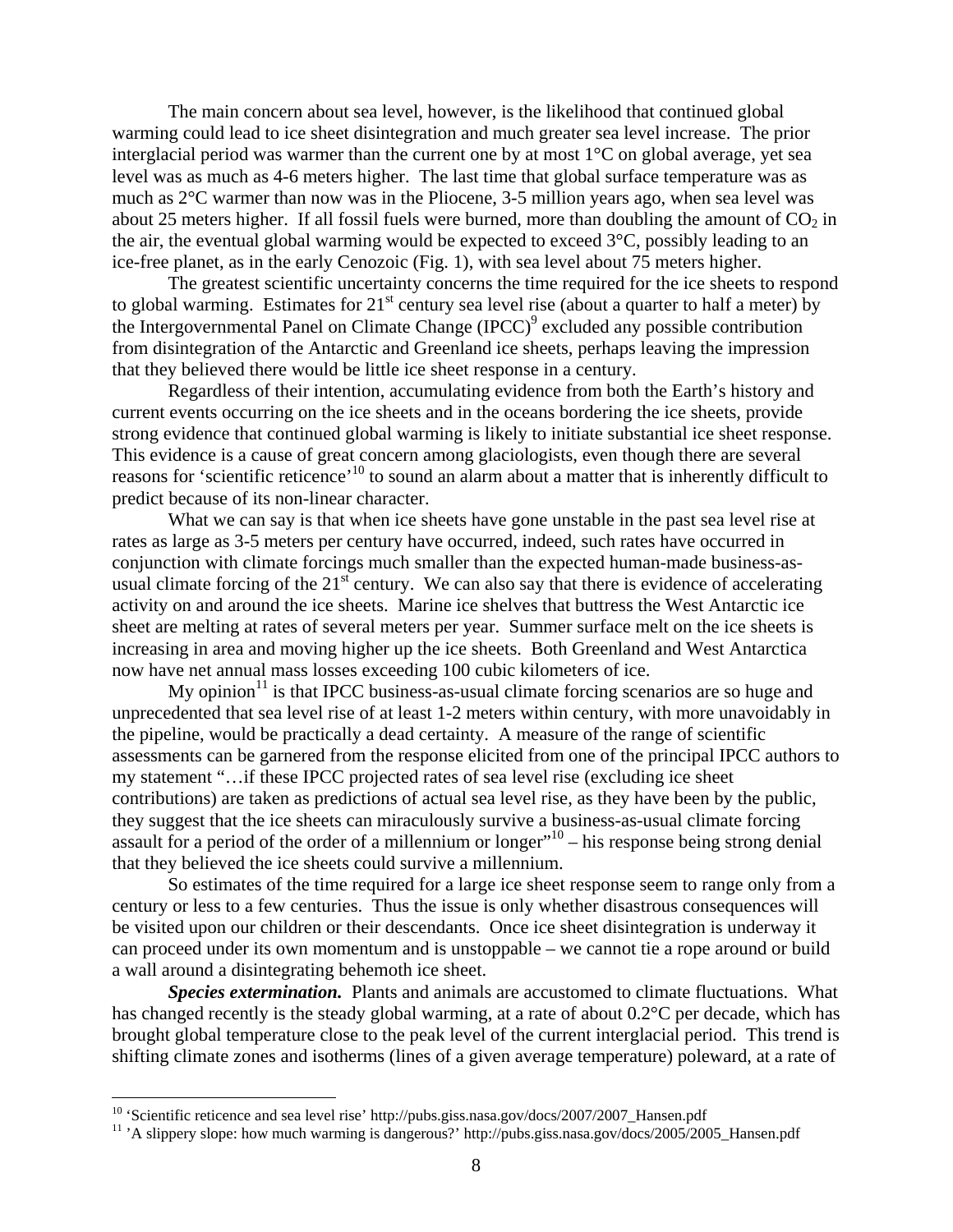The main concern about sea level, however, is the likelihood that continued global warming could lead to ice sheet disintegration and much greater sea level increase. The prior interglacial period was warmer than the current one by at most 1°C on global average, yet sea level was as much as 4-6 meters higher. The last time that global surface temperature was as much as 2°C warmer than now was in the Pliocene, 3-5 million years ago, when sea level was about 25 meters higher. If all fossil fuels were burned, more than doubling the amount of $CO_2$ in the air, the eventual global warming would be expected to exceed 3°C, possibly leading to an ice-free planet, as in the early Cenozoic (Fig. 1), with sea level about 75 meters higher.

The greatest scientific uncertainty concerns the time required for the ice sheets to respond to global warming. Estimates for 21st century sea level rise (about a quarter to half a meter) by the Intergovernmental Panel on Climate Change (IPCC)[9] excluded any possible contribution from disintegration of the Antarctic and Greenland ice sheets, perhaps leaving the impression that they believed there would be little ice sheet response in a century.

Regardless of their intention, accumulating evidence from both the Earth's history and current events occurring on the ice sheets and in the oceans bordering the ice sheets, provide strong evidence that continued global warming is likely to initiate substantial ice sheet response. This evidence is a cause of great concern among glaciologists, even though there are several reasons for 'scientific reticence'[10] to sound an alarm about a matter that is inherently difficult to predict because of its non-linear character.

What we can say is that when ice sheets have gone unstable in the past sea level rise at rates as large as 3-5 meters per century have occurred, indeed, such rates have occurred in conjunction with climate forcings much smaller than the expected human-made business-as-usual climate forcing of the 21st century. We can also say that there is evidence of accelerating activity on and around the ice sheets. Marine ice shelves that buttress the West Antarctic ice sheet are melting at rates of several meters per year. Summer surface melt on the ice sheets is increasing in area and moving higher up the ice sheets. Both Greenland and West Antarctica now have net annual mass losses exceeding 100 cubic kilometers of ice.

My opinion[11] is that IPCC business-as-usual climate forcing scenarios are so huge and unprecedented that sea level rise of at least 1-2 meters within century, with more unavoidably in the pipeline, would be practically a dead certainty. A measure of the range of scientific assessments can be garnered from the response elicited from one of the principal IPCC authors to my statement "…if these IPCC projected rates of sea level rise (excluding ice sheet contributions) are taken as predictions of actual sea level rise, as they have been by the public, they suggest that the ice sheets can miraculously survive a business-as-usual climate forcing assault for a period of the order of a millennium or longer"[10] – his response being strong denial that they believed the ice sheets could survive a millennium.

So estimates of the time required for a large ice sheet response seem to range only from a century or less to a few centuries. Thus the issue is only whether disastrous consequences will be visited upon our children or their descendants. Once ice sheet disintegration is underway it can proceed under its own momentum and is unstoppable – we cannot tie a rope around or build a wall around a disintegrating behemoth ice sheet.

***Species extermination.*** Plants and animals are accustomed to climate fluctuations. What has changed recently is the steady global warming, at a rate of about 0.2°C per decade, which has brought global temperature close to the peak level of the current interglacial period. This trend is shifting climate zones and isotherms (lines of a given average temperature) poleward, at a rate of

---

[10] 'Scientific reticence and sea level rise' http://pubs.giss.nasa.gov/docs/2007/2007_Hansen.pdf

[11] 'A slippery slope: how much warming is dangerous?' http://pubs.giss.nasa.gov/docs/2005/2005_Hansen.pdf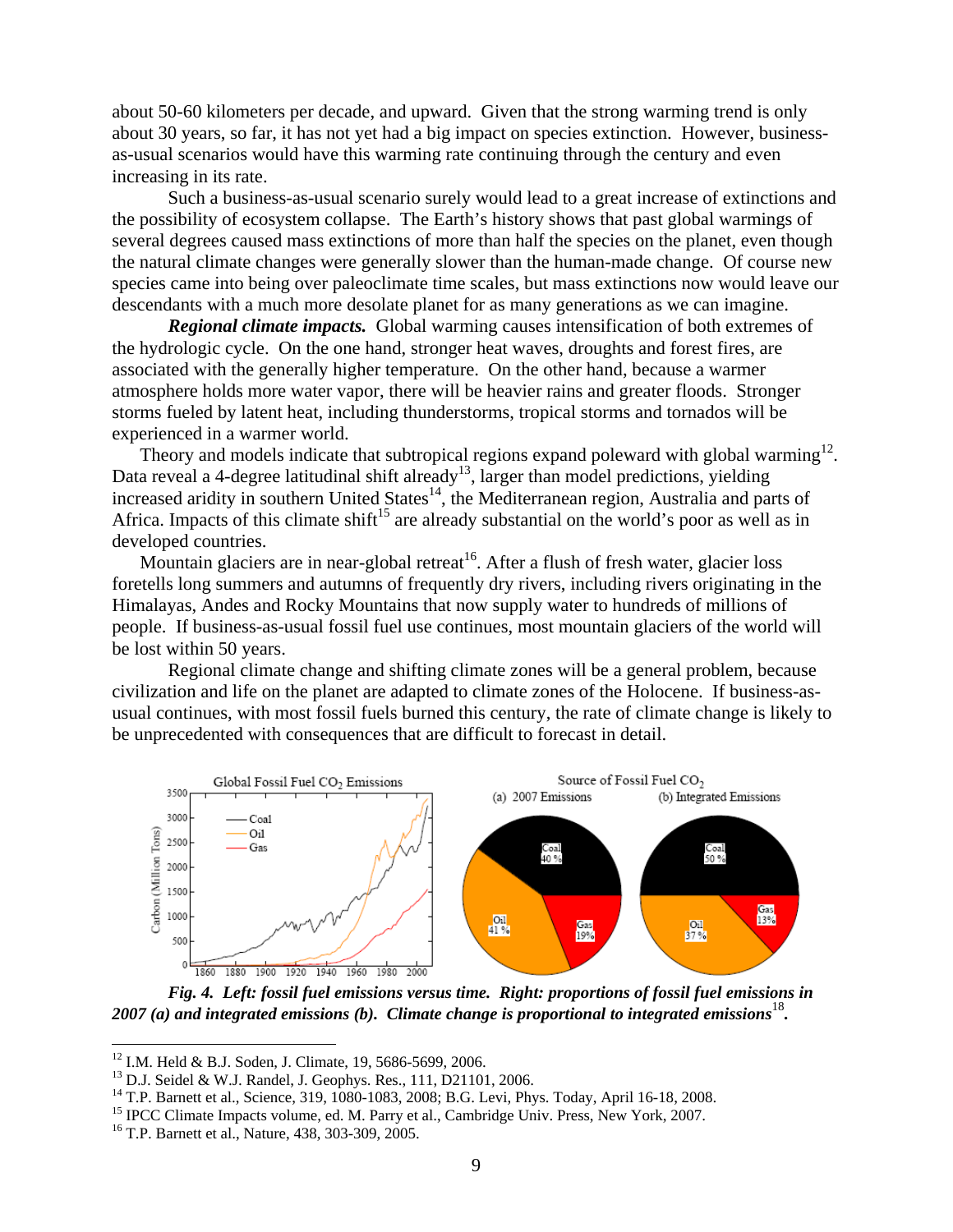about 50-60 kilometers per decade, and upward. Given that the strong warming trend is only about 30 years, so far, it has not yet had a big impact on species extinction. However, business-as-usual scenarios would have this warming rate continuing through the century and even increasing in its rate.

Such a business-as-usual scenario surely would lead to a great increase of extinctions and the possibility of ecosystem collapse. The Earth's history shows that past global warmings of several degrees caused mass extinctions of more than half the species on the planet, even though the natural climate changes were generally slower than the human-made change. Of course new species came into being over paleoclimate time scales, but mass extinctions now would leave our descendants with a much more desolate planet for as many generations as we can imagine.

***Regional climate impacts.*** Global warming causes intensification of both extremes of the hydrologic cycle. On the one hand, stronger heat waves, droughts and forest fires, are associated with the generally higher temperature. On the other hand, because a warmer atmosphere holds more water vapor, there will be heavier rains and greater floods. Stronger storms fueled by latent heat, including thunderstorms, tropical storms and tornados will be experienced in a warmer world.

Theory and models indicate that subtropical regions expand poleward with global warming[12]. Data reveal a 4-degree latitudinal shift already[13], larger than model predictions, yielding increased aridity in southern United States[14], the Mediterranean region, Australia and parts of Africa. Impacts of this climate shift[15] are already substantial on the world's poor as well as in developed countries.

Mountain glaciers are in near-global retreat[16]. After a flush of fresh water, glacier loss foretells long summers and autumns of frequently dry rivers, including rivers originating in the Himalayas, Andes and Rocky Mountains that now supply water to hundreds of millions of people. If business-as-usual fossil fuel use continues, most mountain glaciers of the world will be lost within 50 years.

Regional climate change and shifting climate zones will be a general problem, because civilization and life on the planet are adapted to climate zones of the Holocene. If business-as-usual continues, with most fossil fuels burned this century, the rate of climate change is likely to be unprecedented with consequences that are difficult to forecast in detail.

***Fig. 4. Left: fossil fuel emissions versus time. Right: proportions of fossil fuel emissions in 2007 (a) and integrated emissions (b). Climate change is proportional to integrated emissions[18].***

---

[12] I.M. Held & B.J. Soden, J. Climate, 19, 5686-5699, 2006.

[13] D.J. Seidel & W.J. Randel, J. Geophys. Res., 111, D21101, 2006.

[14] T.P. Barnett et al., Science, 319, 1080-1083, 2008; B.G. Levi, Phys. Today, April 16-18, 2008.

[15] IPCC Climate Impacts volume, ed. M. Parry et al., Cambridge Univ. Press, New York, 2007.

[16] T.P. Barnett et al., Nature, 438, 303-309, 2005.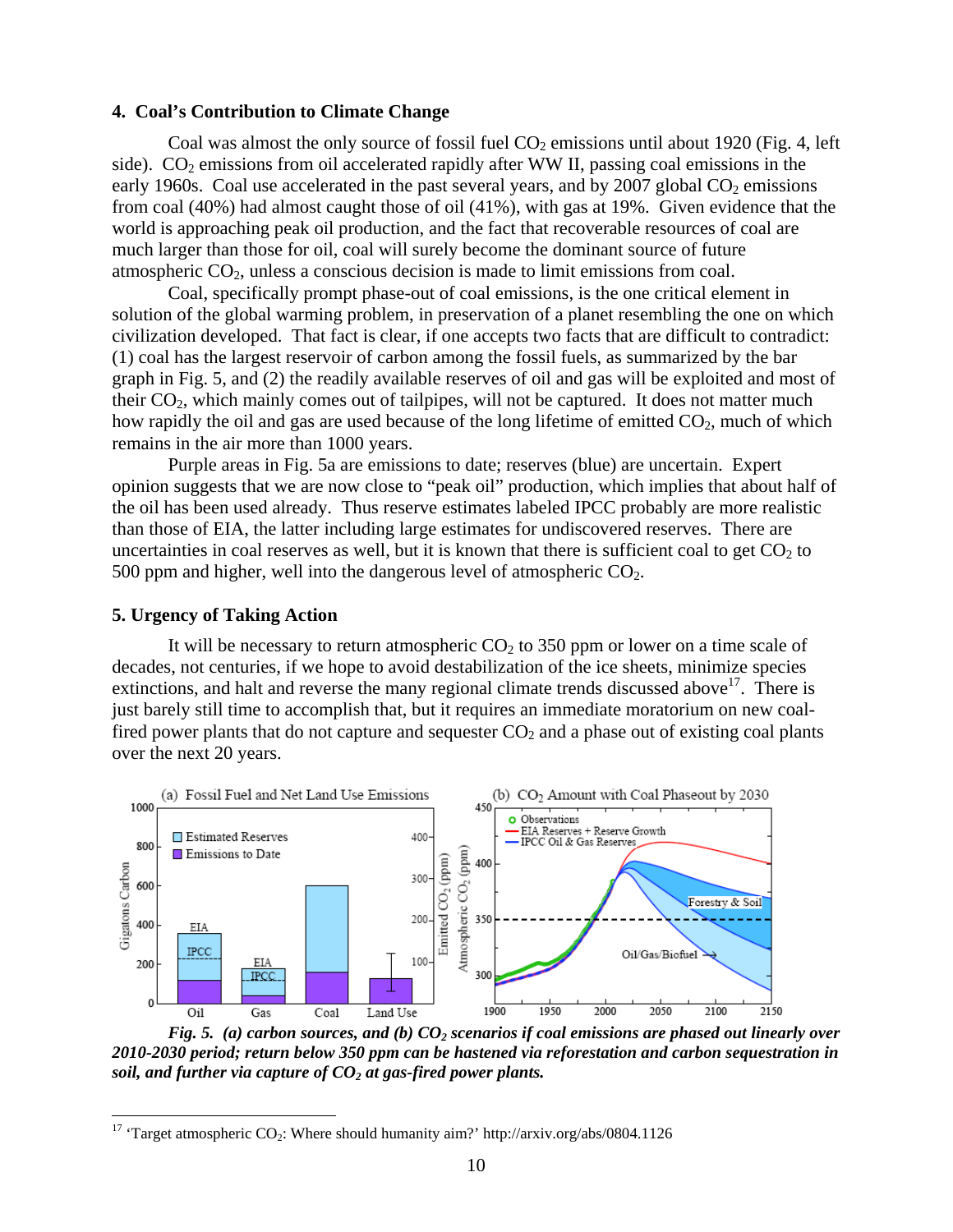## 4. Coal's Contribution to Climate Change

Coal was almost the only source of fossil fuel $CO_2$ emissions until about 1920 (Fig. 4, left side). $CO_2$ emissions from oil accelerated rapidly after WW II, passing coal emissions in the early 1960s. Coal use accelerated in the past several years, and by 2007 global $CO_2$ emissions from coal (40%) had almost caught those of oil (41%), with gas at 19%. Given evidence that the world is approaching peak oil production, and the fact that recoverable resources of coal are much larger than those for oil, coal will surely become the dominant source of future atmospheric $CO_2$, unless a conscious decision is made to limit emissions from coal.

Coal, specifically prompt phase-out of coal emissions, is the one critical element in solution of the global warming problem, in preservation of a planet resembling the one on which civilization developed. That fact is clear, if one accepts two facts that are difficult to contradict: (1) coal has the largest reservoir of carbon among the fossil fuels, as summarized by the bar graph in Fig. 5, and (2) the readily available reserves of oil and gas will be exploited and most of their $CO_2$, which mainly comes out of tailpipes, will not be captured. It does not matter much how rapidly the oil and gas are used because of the long lifetime of emitted $CO_2$, much of which remains in the air more than 1000 years.

Purple areas in Fig. 5a are emissions to date; reserves (blue) are uncertain. Expert opinion suggests that we are now close to "peak oil" production, which implies that about half of the oil has been used already. Thus reserve estimates labeled IPCC probably are more realistic than those of EIA, the latter including large estimates for undiscovered reserves. There are uncertainties in coal reserves as well, but it is known that there is sufficient coal to get $CO_2$ to 500 ppm and higher, well into the dangerous level of atmospheric $CO_2$.

## 5. Urgency of Taking Action

It will be necessary to return atmospheric $CO_2$ to 350 ppm or lower on a time scale of decades, not centuries, if we hope to avoid destabilization of the ice sheets, minimize species extinctions, and halt and reverse the many regional climate trends discussed above[17]. There is just barely still time to accomplish that, but it requires an immediate moratorium on new coal-fired power plants that do not capture and sequester $CO_2$ and a phase out of existing coal plants over the next 20 years.

***Fig. 5. (a) carbon sources, and (b) $CO_2$ scenarios if coal emissions are phased out linearly over 2010-2030 period; return below 350 ppm can be hastened via reforestation and carbon sequestration in soil, and further via capture of $CO_2$ at gas-fired power plants.***

[17] 'Target atmospheric $CO_2$: Where should humanity aim?' http://arxiv.org/abs/0804.1126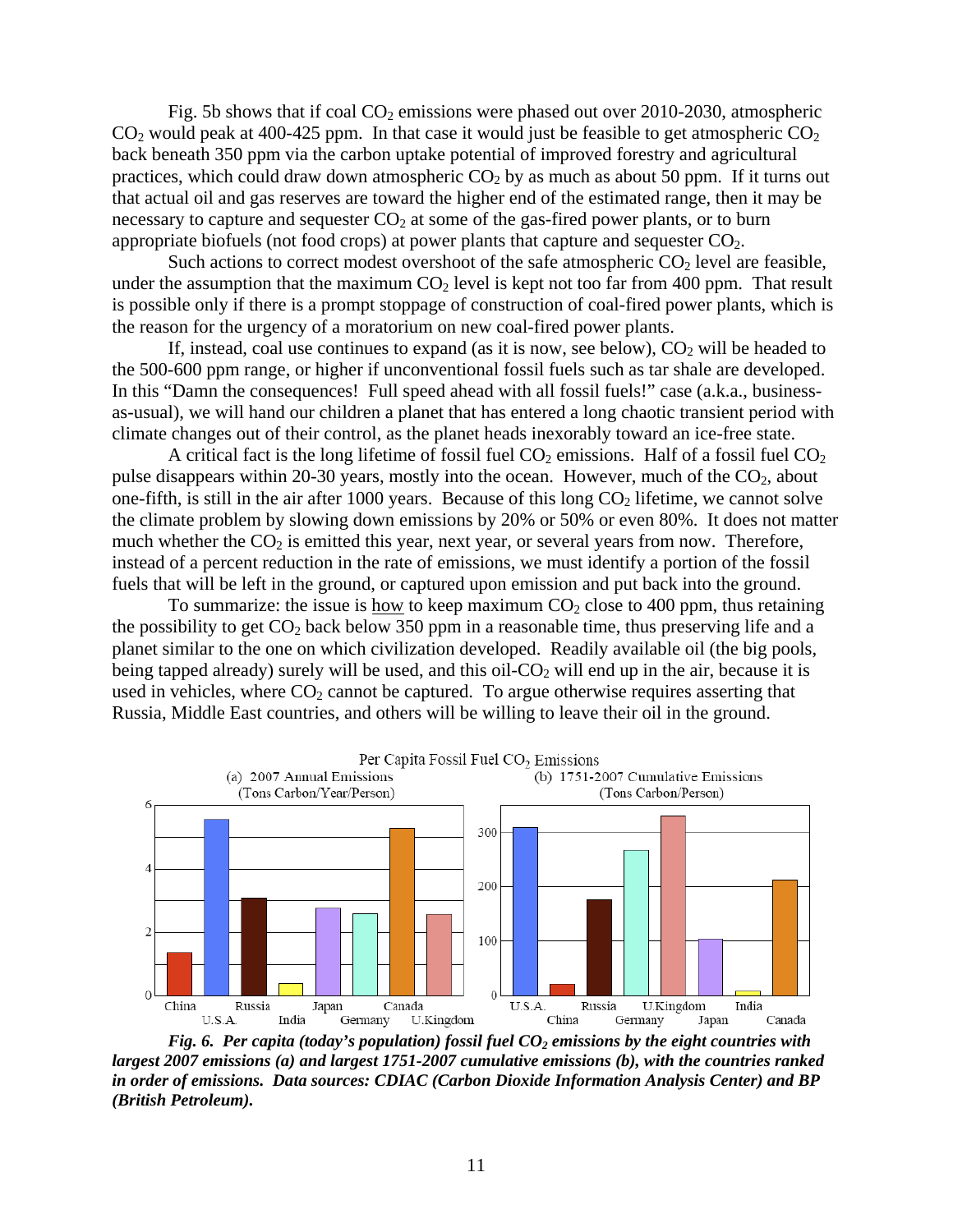Fig. 5b shows that if coal $CO_2$ emissions were phased out over 2010-2030, atmospheric $CO_2$ would peak at 400-425 ppm. In that case it would just be feasible to get atmospheric $CO_2$ back beneath 350 ppm via the carbon uptake potential of improved forestry and agricultural practices, which could draw down atmospheric $CO_2$ by as much as about 50 ppm. If it turns out that actual oil and gas reserves are toward the higher end of the estimated range, then it may be necessary to capture and sequester $CO_2$ at some of the gas-fired power plants, or to burn appropriate biofuels (not food crops) at power plants that capture and sequester $CO_2$.

Such actions to correct modest overshoot of the safe atmospheric $CO_2$ level are feasible, under the assumption that the maximum $CO_2$ level is kept not too far from 400 ppm. That result is possible only if there is a prompt stoppage of construction of coal-fired power plants, which is the reason for the urgency of a moratorium on new coal-fired power plants.

If, instead, coal use continues to expand (as it is now, see below), $CO_2$ will be headed to the 500-600 ppm range, or higher if unconventional fossil fuels such as tar shale are developed. In this "Damn the consequences! Full speed ahead with all fossil fuels!" case (a.k.a., business-as-usual), we will hand our children a planet that has entered a long chaotic transient period with climate changes out of their control, as the planet heads inexorably toward an ice-free state.

A critical fact is the long lifetime of fossil fuel $CO_2$ emissions. Half of a fossil fuel $CO_2$ pulse disappears within 20-30 years, mostly into the ocean. However, much of the $CO_2$, about one-fifth, is still in the air after 1000 years. Because of this long $CO_2$ lifetime, we cannot solve the climate problem by slowing down emissions by 20% or 50% or even 80%. It does not matter much whether the $CO_2$ is emitted this year, next year, or several years from now. Therefore, instead of a percent reduction in the rate of emissions, we must identify a portion of the fossil fuels that will be left in the ground, or captured upon emission and put back into the ground.

To summarize: the issue is how to keep maximum $CO_2$ close to 400 ppm, thus retaining the possibility to get $CO_2$ back below 350 ppm in a reasonable time, thus preserving life and a planet similar to the one on which civilization developed. Readily available oil (the big pools, being tapped already) surely will be used, and this oil-$CO_2$ will end up in the air, because it is used in vehicles, where $CO_2$ cannot be captured. To argue otherwise requires asserting that Russia, Middle East countries, and others will be willing to leave their oil in the ground.

***Fig. 6. Per capita (today's population) fossil fuel $CO_2$ emissions by the eight countries with largest 2007 emissions (a) and largest 1751-2007 cumulative emissions (b), with the countries ranked in order of emissions. Data sources: CDIAC (Carbon Dioxide Information Analysis Center) and BP (British Petroleum).***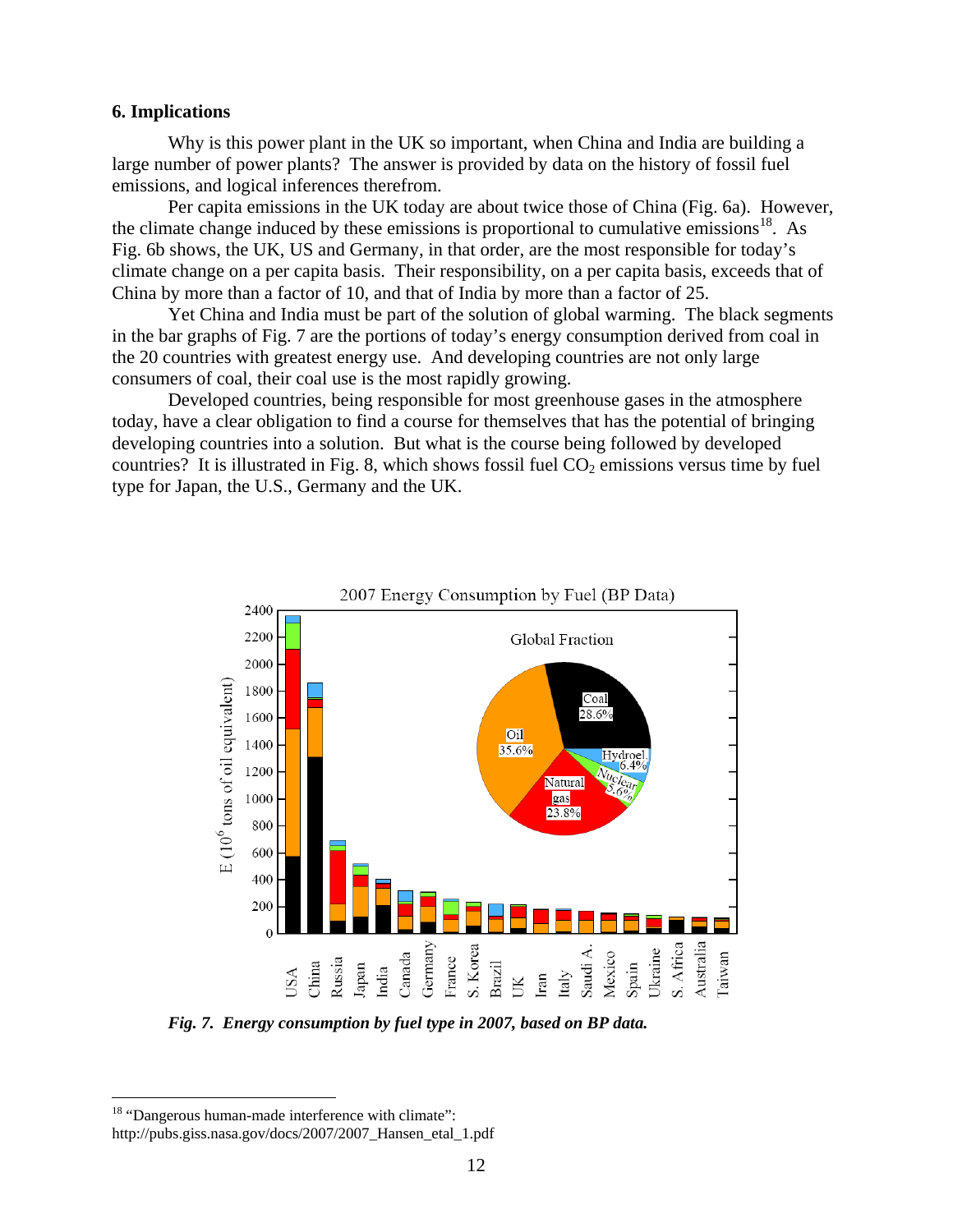## 6. Implications

Why is this power plant in the UK so important, when China and India are building a large number of power plants? The answer is provided by data on the history of fossil fuel emissions, and logical inferences therefrom.

Per capita emissions in the UK today are about twice those of China (Fig. 6a). However, the climate change induced by these emissions is proportional to cumulative emissions[18]. As Fig. 6b shows, the UK, US and Germany, in that order, are the most responsible for today's climate change on a per capita basis. Their responsibility, on a per capita basis, exceeds that of China by more than a factor of 10, and that of India by more than a factor of 25.

Yet China and India must be part of the solution of global warming. The black segments in the bar graphs of Fig. 7 are the portions of today's energy consumption derived from coal in the 20 countries with greatest energy use. And developing countries are not only large consumers of coal, their coal use is the most rapidly growing.

Developed countries, being responsible for most greenhouse gases in the atmosphere today, have a clear obligation to find a course for themselves that has the potential of bringing developing countries into a solution. But what is the course being followed by developed countries? It is illustrated in Fig. 8, which shows fossil fuel $CO_2$ emissions versus time by fuel type for Japan, the U.S., Germany and the UK.

*Fig. 7. Energy consumption by fuel type in 2007, based on BP data.*

[18] "Dangerous human-made interference with climate": http://pubs.giss.nasa.gov/docs/2007/2007_Hansen_etal_1.pdf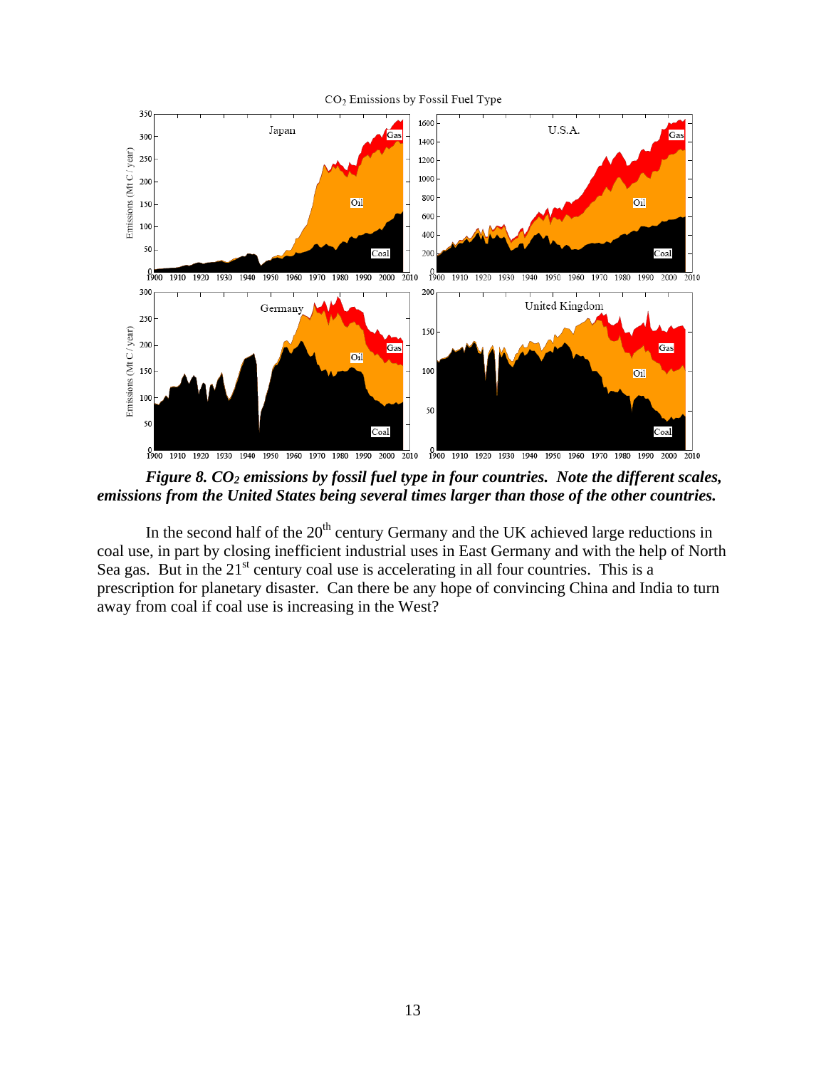***Figure 8. $CO_2$ emissions by fossil fuel type in four countries. Note the different scales, emissions from the United States being several times larger than those of the other countries.***

In the second half of the 20th century Germany and the UK achieved large reductions in coal use, in part by closing inefficient industrial uses in East Germany and with the help of North Sea gas. But in the 21st century coal use is accelerating in all four countries. This is a prescription for planetary disaster. Can there be any hope of convincing China and India to turn away from coal if coal use is increasing in the West?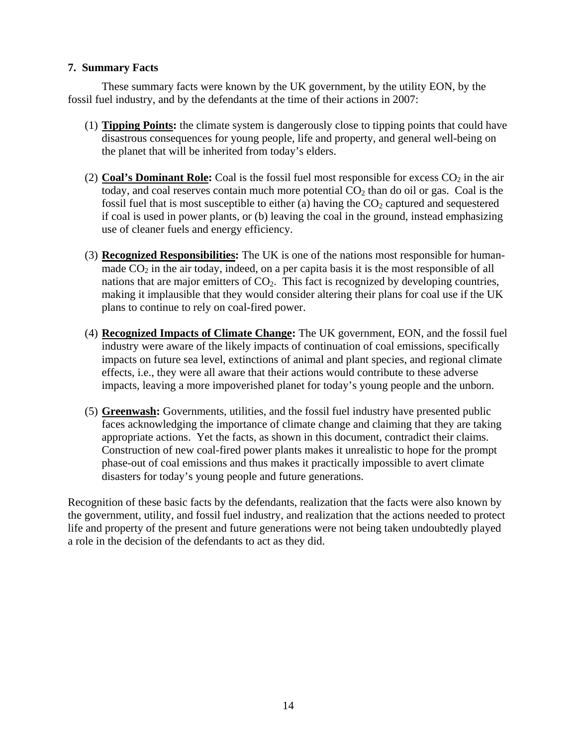**7. Summary Facts**

These summary facts were known by the UK government, by the utility EON, by the fossil fuel industry, and by the defendants at the time of their actions in 2007:

(1) **Tipping Points:** the climate system is dangerously close to tipping points that could have disastrous consequences for young people, life and property, and general well-being on the planet that will be inherited from today's elders.

(2) **Coal's Dominant Role:** Coal is the fossil fuel most responsible for excess $CO_2$ in the air today, and coal reserves contain much more potential $CO_2$ than do oil or gas. Coal is the fossil fuel that is most susceptible to either (a) having the $CO_2$ captured and sequestered if coal is used in power plants, or (b) leaving the coal in the ground, instead emphasizing use of cleaner fuels and energy efficiency.

(3) **Recognized Responsibilities:** The UK is one of the nations most responsible for human-made $CO_2$ in the air today, indeed, on a per capita basis it is the most responsible of all nations that are major emitters of $CO_2$. This fact is recognized by developing countries, making it implausible that they would consider altering their plans for coal use if the UK plans to continue to rely on coal-fired power.

(4) **Recognized Impacts of Climate Change:** The UK government, EON, and the fossil fuel industry were aware of the likely impacts of continuation of coal emissions, specifically impacts on future sea level, extinctions of animal and plant species, and regional climate effects, i.e., they were all aware that their actions would contribute to these adverse impacts, leaving a more impoverished planet for today's young people and the unborn.

(5) **Greenwash:** Governments, utilities, and the fossil fuel industry have presented public faces acknowledging the importance of climate change and claiming that they are taking appropriate actions. Yet the facts, as shown in this document, contradict their claims. Construction of new coal-fired power plants makes it unrealistic to hope for the prompt phase-out of coal emissions and thus makes it practically impossible to avert climate disasters for today's young people and future generations.

Recognition of these basic facts by the defendants, realization that the facts were also known by the government, utility, and fossil fuel industry, and realization that the actions needed to protect life and property of the present and future generations were not being taken undoubtedly played a role in the decision of the defendants to act as they did.